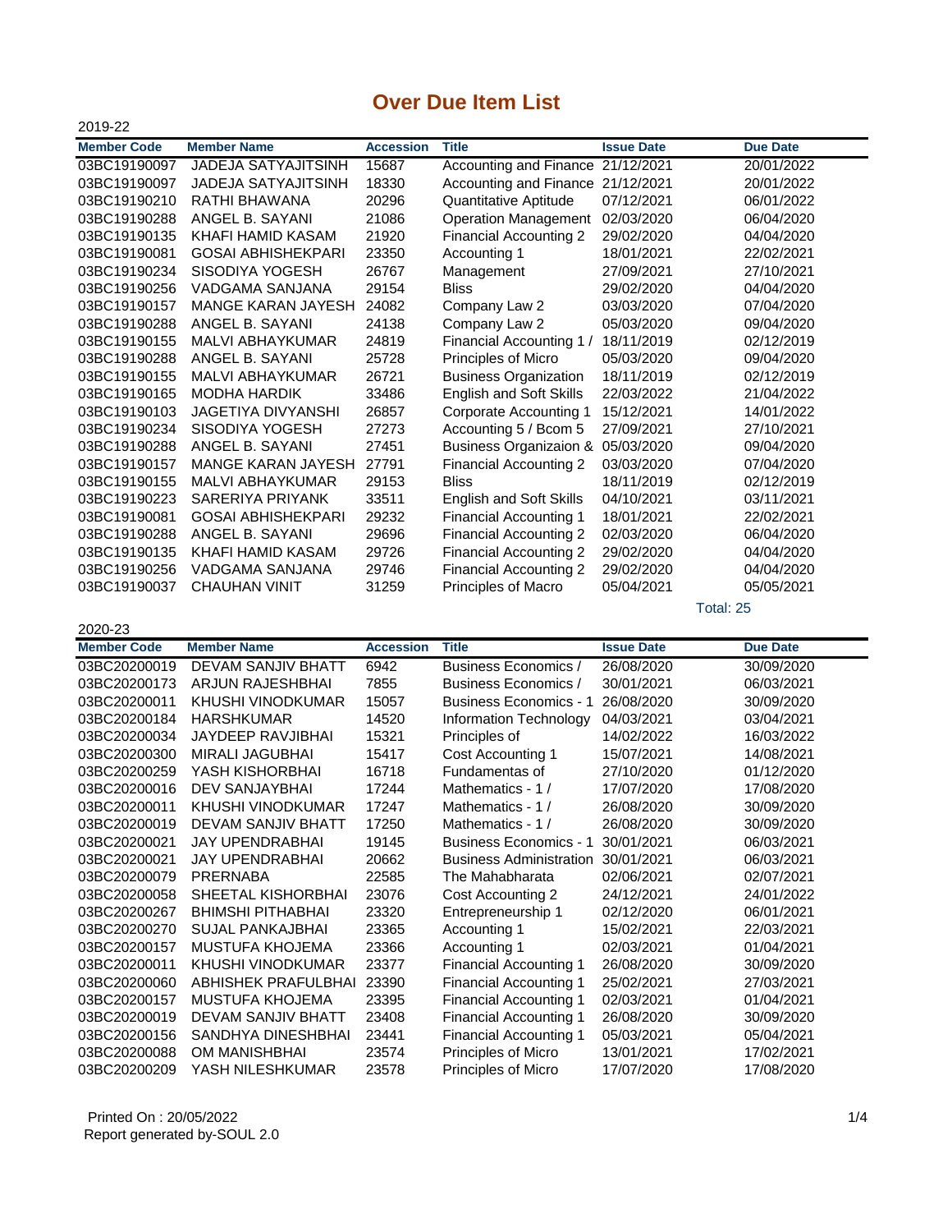# Over Due Item List

2019-22

| Member Code | Member Name | Accession | Title | Issue Date | Due Date |
|---|---|---|---|---|---|
| 03BC19190097 | JADEJA SATYAJITSINH | 15687 | Accounting and Finance | 21/12/2021 | 20/01/2022 |
| 03BC19190097 | JADEJA SATYAJITSINH | 18330 | Accounting and Finance | 21/12/2021 | 20/01/2022 |
| 03BC19190210 | RATHI BHAWANA | 20296 | Quantitative Aptitude | 07/12/2021 | 06/01/2022 |
| 03BC19190288 | ANGEL B. SAYANI | 21086 | Operation Management | 02/03/2020 | 06/04/2020 |
| 03BC19190135 | KHAFI HAMID KASAM | 21920 | Financial Accounting 2 | 29/02/2020 | 04/04/2020 |
| 03BC19190081 | GOSAI ABHISHEKPARI | 23350 | Accounting 1 | 18/01/2021 | 22/02/2021 |
| 03BC19190234 | SISODIYA YOGESH | 26767 | Management | 27/09/2021 | 27/10/2021 |
| 03BC19190256 | VADGAMA SANJANA | 29154 | Bliss | 29/02/2020 | 04/04/2020 |
| 03BC19190157 | MANGE KARAN JAYESH | 24082 | Company Law 2 | 03/03/2020 | 07/04/2020 |
| 03BC19190288 | ANGEL B. SAYANI | 24138 | Company Law 2 | 05/03/2020 | 09/04/2020 |
| 03BC19190155 | MALVI ABHAYKUMAR | 24819 | Financial Accounting 1 / | 18/11/2019 | 02/12/2019 |
| 03BC19190288 | ANGEL B. SAYANI | 25728 | Principles of Micro | 05/03/2020 | 09/04/2020 |
| 03BC19190155 | MALVI ABHAYKUMAR | 26721 | Business Organization | 18/11/2019 | 02/12/2019 |
| 03BC19190165 | MODHA HARDIK | 33486 | English and Soft Skills | 22/03/2022 | 21/04/2022 |
| 03BC19190103 | JAGETIYA DIVYANSHI | 26857 | Corporate Accounting 1 | 15/12/2021 | 14/01/2022 |
| 03BC19190234 | SISODIYA YOGESH | 27273 | Accounting 5 / Bcom 5 | 27/09/2021 | 27/10/2021 |
| 03BC19190288 | ANGEL B. SAYANI | 27451 | Business Organizaion & | 05/03/2020 | 09/04/2020 |
| 03BC19190157 | MANGE KARAN JAYESH | 27791 | Financial Accounting 2 | 03/03/2020 | 07/04/2020 |
| 03BC19190155 | MALVI ABHAYKUMAR | 29153 | Bliss | 18/11/2019 | 02/12/2019 |
| 03BC19190223 | SARERIYA PRIYANK | 33511 | English and Soft Skills | 04/10/2021 | 03/11/2021 |
| 03BC19190081 | GOSAI ABHISHEKPARI | 29232 | Financial Accounting 1 | 18/01/2021 | 22/02/2021 |
| 03BC19190288 | ANGEL B. SAYANI | 29696 | Financial Accounting 2 | 02/03/2020 | 06/04/2020 |
| 03BC19190135 | KHAFI HAMID KASAM | 29726 | Financial Accounting 2 | 29/02/2020 | 04/04/2020 |
| 03BC19190256 | VADGAMA SANJANA | 29746 | Financial Accounting 2 | 29/02/2020 | 04/04/2020 |
| 03BC19190037 | CHAUHAN VINIT | 31259 | Principles of Macro | 05/04/2021 | 05/05/2021 |

Total: 25

2020-23

| Member Code | Member Name | Accession | Title | Issue Date | Due Date |
|---|---|---|---|---|---|
| 03BC20200019 | DEVAM SANJIV BHATT | 6942 | Business Economics / | 26/08/2020 | 30/09/2020 |
| 03BC20200173 | ARJUN RAJESHBHAI | 7855 | Business Economics / | 30/01/2021 | 06/03/2021 |
| 03BC20200011 | KHUSHI VINODKUMAR | 15057 | Business Economics - 1 | 26/08/2020 | 30/09/2020 |
| 03BC20200184 | HARSHKUMAR | 14520 | Information Technology | 04/03/2021 | 03/04/2021 |
| 03BC20200034 | JAYDEEP RAVJIBHAI | 15321 | Principles of | 14/02/2022 | 16/03/2022 |
| 03BC20200300 | MIRALI JAGUBHAI | 15417 | Cost Accounting 1 | 15/07/2021 | 14/08/2021 |
| 03BC20200259 | YASH KISHORBHAI | 16718 | Fundamentas of | 27/10/2020 | 01/12/2020 |
| 03BC20200016 | DEV SANJAYBHAI | 17244 | Mathematics - 1 / | 17/07/2020 | 17/08/2020 |
| 03BC20200011 | KHUSHI VINODKUMAR | 17247 | Mathematics - 1 / | 26/08/2020 | 30/09/2020 |
| 03BC20200019 | DEVAM SANJIV BHATT | 17250 | Mathematics - 1 / | 26/08/2020 | 30/09/2020 |
| 03BC20200021 | JAY UPENDRABHAI | 19145 | Business Economics - 1 | 30/01/2021 | 06/03/2021 |
| 03BC20200021 | JAY UPENDRABHAI | 20662 | Business Administration | 30/01/2021 | 06/03/2021 |
| 03BC20200079 | PRERNABA | 22585 | The Mahabharata | 02/06/2021 | 02/07/2021 |
| 03BC20200058 | SHEETAL KISHORBHAI | 23076 | Cost Accounting 2 | 24/12/2021 | 24/01/2022 |
| 03BC20200267 | BHIMSHI PITHABHAI | 23320 | Entrepreneurship 1 | 02/12/2020 | 06/01/2021 |
| 03BC20200270 | SUJAL PANKAJBHAI | 23365 | Accounting 1 | 15/02/2021 | 22/03/2021 |
| 03BC20200157 | MUSTUFA KHOJEMA | 23366 | Accounting 1 | 02/03/2021 | 01/04/2021 |
| 03BC20200011 | KHUSHI VINODKUMAR | 23377 | Financial Accounting 1 | 26/08/2020 | 30/09/2020 |
| 03BC20200060 | ABHISHEK PRAFULBHAI | 23390 | Financial Accounting 1 | 25/02/2021 | 27/03/2021 |
| 03BC20200157 | MUSTUFA KHOJEMA | 23395 | Financial Accounting 1 | 02/03/2021 | 01/04/2021 |
| 03BC20200019 | DEVAM SANJIV BHATT | 23408 | Financial Accounting 1 | 26/08/2020 | 30/09/2020 |
| 03BC20200156 | SANDHYA DINESHBHAI | 23441 | Financial Accounting 1 | 05/03/2021 | 05/04/2021 |
| 03BC20200088 | OM MANISHBHAI | 23574 | Principles of Micro | 13/01/2021 | 17/02/2021 |
| 03BC20200209 | YASH NILESHKUMAR | 23578 | Principles of Micro | 17/07/2020 | 17/08/2020 |

Printed On : 20/05/2022
Report generated by-SOUL 2.0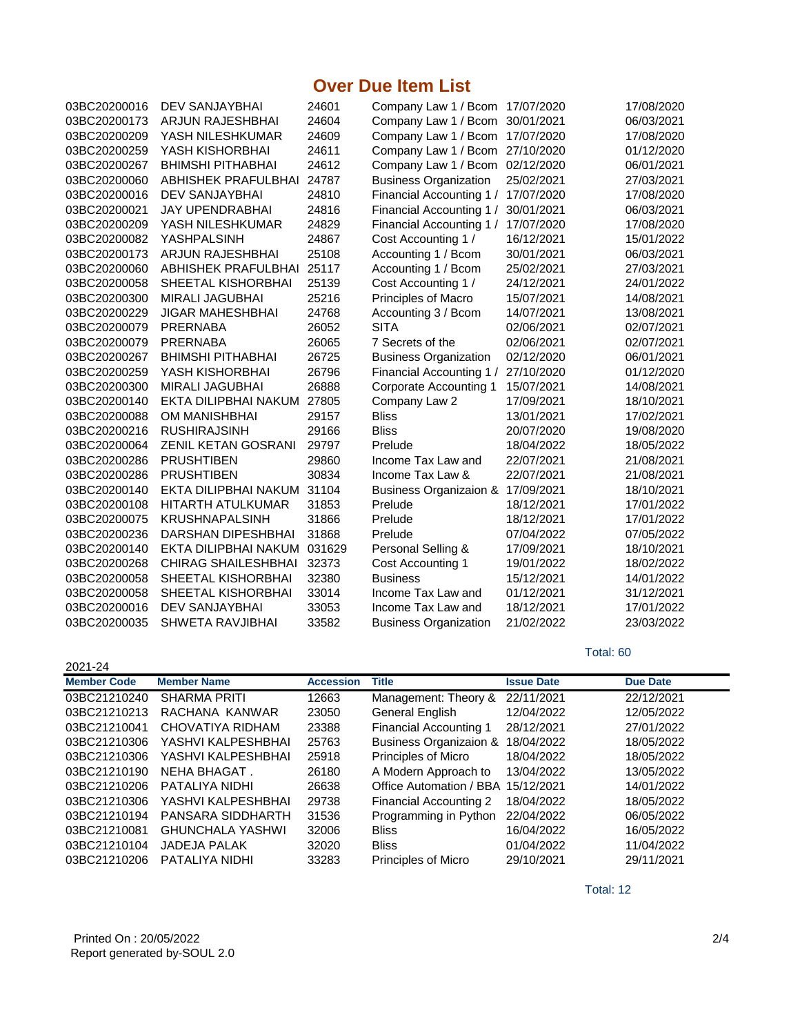## Over Due Item List

| Member Code | Member Name | Accession | Title | Issue Date | Due Date |
|---|---|---|---|---|---|
| 03BC20200016 | DEV SANJAYBHAI | 24601 | Company Law 1 / Bcom | 17/07/2020 | 17/08/2020 |
| 03BC20200173 | ARJUN RAJESHBHAI | 24604 | Company Law 1 / Bcom | 30/01/2021 | 06/03/2021 |
| 03BC20200209 | YASH NILESHKUMAR | 24609 | Company Law 1 / Bcom | 17/07/2020 | 17/08/2020 |
| 03BC20200259 | YASH KISHORBHAI | 24611 | Company Law 1 / Bcom | 27/10/2020 | 01/12/2020 |
| 03BC20200267 | BHIMSHI PITHABHAI | 24612 | Company Law 1 / Bcom | 02/12/2020 | 06/01/2021 |
| 03BC20200060 | ABHISHEK PRAFULBHAI | 24787 | Business Organization | 25/02/2021 | 27/03/2021 |
| 03BC20200016 | DEV SANJAYBHAI | 24810 | Financial Accounting 1 / | 17/07/2020 | 17/08/2020 |
| 03BC20200021 | JAY UPENDRABHAI | 24816 | Financial Accounting 1 / | 30/01/2021 | 06/03/2021 |
| 03BC20200209 | YASH NILESHKUMAR | 24829 | Financial Accounting 1 / | 17/07/2020 | 17/08/2020 |
| 03BC20200082 | YASHPALSINH | 24867 | Cost Accounting 1 / | 16/12/2021 | 15/01/2022 |
| 03BC20200173 | ARJUN RAJESHBHAI | 25108 | Accounting 1 / Bcom | 30/01/2021 | 06/03/2021 |
| 03BC20200060 | ABHISHEK PRAFULBHAI | 25117 | Accounting 1 / Bcom | 25/02/2021 | 27/03/2021 |
| 03BC20200058 | SHEETAL KISHORBHAI | 25139 | Cost Accounting 1 / | 24/12/2021 | 24/01/2022 |
| 03BC20200300 | MIRALI JAGUBHAI | 25216 | Principles of Macro | 15/07/2021 | 14/08/2021 |
| 03BC20200229 | JIGAR MAHESHBHAI | 24768 | Accounting 3 / Bcom | 14/07/2021 | 13/08/2021 |
| 03BC20200079 | PRERNABA | 26052 | SITA | 02/06/2021 | 02/07/2021 |
| 03BC20200079 | PRERNABA | 26065 | 7 Secrets of the | 02/06/2021 | 02/07/2021 |
| 03BC20200267 | BHIMSHI PITHABHAI | 26725 | Business Organization | 02/12/2020 | 06/01/2021 |
| 03BC20200259 | YASH KISHORBHAI | 26796 | Financial Accounting 1 / | 27/10/2020 | 01/12/2020 |
| 03BC20200300 | MIRALI JAGUBHAI | 26888 | Corporate Accounting 1 | 15/07/2021 | 14/08/2021 |
| 03BC20200140 | EKTA DILIPBHAI NAKUM | 27805 | Company Law 2 | 17/09/2021 | 18/10/2021 |
| 03BC20200088 | OM MANISHBHAI | 29157 | Bliss | 13/01/2021 | 17/02/2021 |
| 03BC20200216 | RUSHIRAJSINH | 29166 | Bliss | 20/07/2020 | 19/08/2020 |
| 03BC20200064 | ZENIL KETAN GOSRANI | 29797 | Prelude | 18/04/2022 | 18/05/2022 |
| 03BC20200286 | PRUSHTIBEN | 29860 | Income Tax Law and | 22/07/2021 | 21/08/2021 |
| 03BC20200286 | PRUSHTIBEN | 30834 | Income Tax Law & | 22/07/2021 | 21/08/2021 |
| 03BC20200140 | EKTA DILIPBHAI NAKUM | 31104 | Business Organizaion & | 17/09/2021 | 18/10/2021 |
| 03BC20200108 | HITARTH ATULKUMAR | 31853 | Prelude | 18/12/2021 | 17/01/2022 |
| 03BC20200075 | KRUSHNAPALSINH | 31866 | Prelude | 18/12/2021 | 17/01/2022 |
| 03BC20200236 | DARSHAN DIPESHBHAI | 31868 | Prelude | 07/04/2022 | 07/05/2022 |
| 03BC20200140 | EKTA DILIPBHAI NAKUM | 031629 | Personal Selling & | 17/09/2021 | 18/10/2021 |
| 03BC20200268 | CHIRAG SHAILESHBHAI | 32373 | Cost Accounting 1 | 19/01/2022 | 18/02/2022 |
| 03BC20200058 | SHEETAL KISHORBHAI | 32380 | Business | 15/12/2021 | 14/01/2022 |
| 03BC20200058 | SHEETAL KISHORBHAI | 33014 | Income Tax Law and | 01/12/2021 | 31/12/2021 |
| 03BC20200016 | DEV SANJAYBHAI | 33053 | Income Tax Law and | 18/12/2021 | 17/01/2022 |
| 03BC20200035 | SHWETA RAVJIBHAI | 33582 | Business Organization | 21/02/2022 | 23/03/2022 |

Total: 60

2021-24

| Member Code | Member Name | Accession | Title | Issue Date | Due Date |
|---|---|---|---|---|---|
| 03BC21210240 | SHARMA PRITI | 12663 | Management: Theory & | 22/11/2021 | 22/12/2021 |
| 03BC21210213 | RACHANA KANWAR | 23050 | General English | 12/04/2022 | 12/05/2022 |
| 03BC21210041 | CHOVATIYA RIDHAM | 23388 | Financial Accounting 1 | 28/12/2021 | 27/01/2022 |
| 03BC21210306 | YASHVI KALPESHBHAI | 25763 | Business Organizaion & | 18/04/2022 | 18/05/2022 |
| 03BC21210306 | YASHVI KALPESHBHAI | 25918 | Principles of Micro | 18/04/2022 | 18/05/2022 |
| 03BC21210190 | NEHA BHAGAT . | 26180 | A Modern Approach to | 13/04/2022 | 13/05/2022 |
| 03BC21210206 | PATALIYA NIDHI | 26638 | Office Automation / BBA | 15/12/2021 | 14/01/2022 |
| 03BC21210306 | YASHVI KALPESHBHAI | 29738 | Financial Accounting 2 | 18/04/2022 | 18/05/2022 |
| 03BC21210194 | PANSARA SIDDHARTH | 31536 | Programming in Python | 22/04/2022 | 06/05/2022 |
| 03BC21210081 | GHUNCHALA YASHWI | 32006 | Bliss | 16/04/2022 | 16/05/2022 |
| 03BC21210104 | JADEJA PALAK | 32020 | Bliss | 01/04/2022 | 11/04/2022 |
| 03BC21210206 | PATALIYA NIDHI | 33283 | Principles of Micro | 29/10/2021 | 29/11/2021 |

Total: 12

Printed On : 20/05/2022
Report generated by-SOUL 2.0